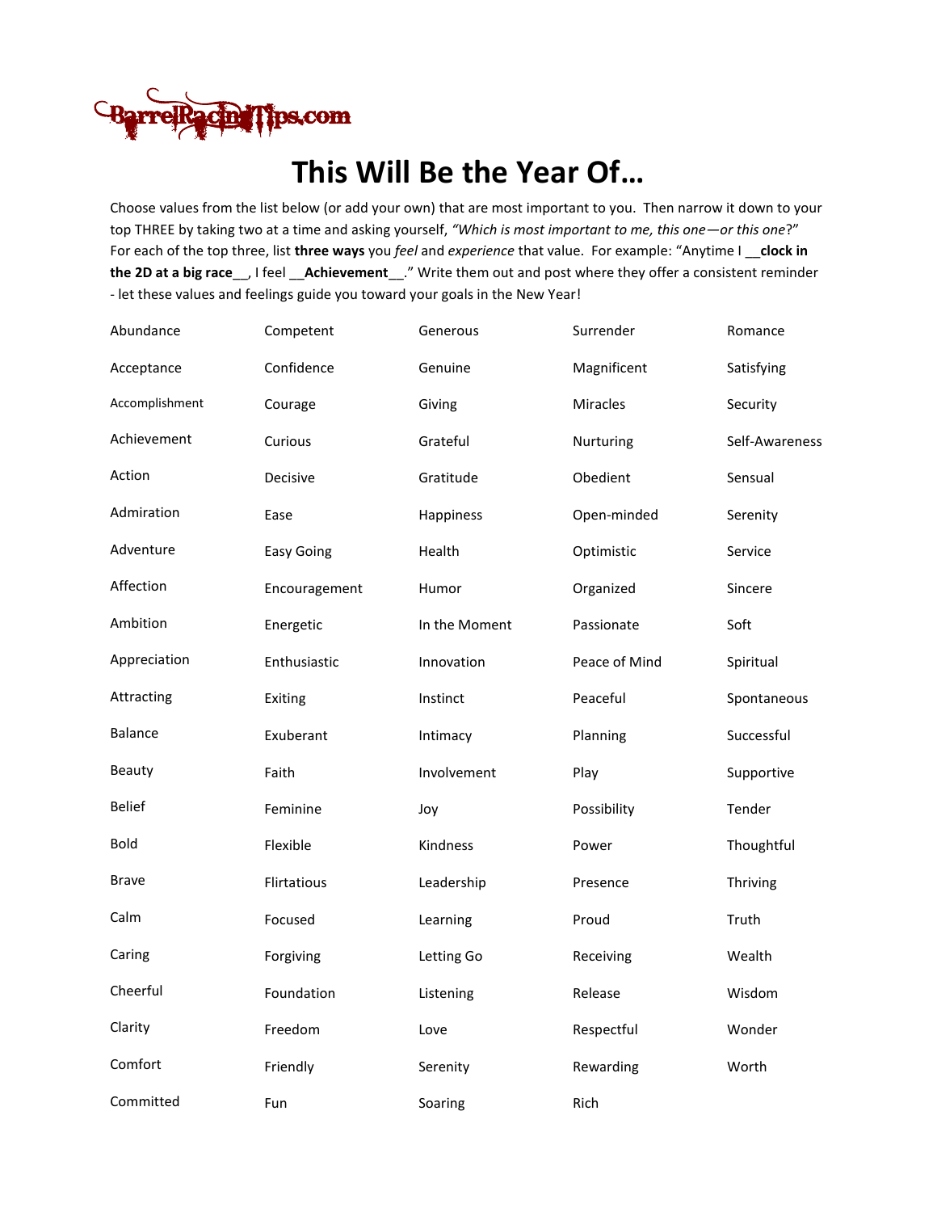BarrelRacingTips.com

# This Will Be the Year Of…

Choose values from the list below (or add your own) that are most important to you. Then narrow it down to your top THREE by taking two at a time and asking yourself, *"Which is most important to me, this one—or this one?"* For each of the top three, list **three ways** you *feel* and *experience* that value. For example: "Anytime I __**clock in the 2D at a big race**__, I feel __**Achievement**__." Write them out and post where they offer a consistent reminder - let these values and feelings guide you toward your goals in the New Year!

| | | | | |
|---|---|---|---|---|
| Abundance | Competent | Generous | Surrender | Romance |
| Acceptance | Confidence | Genuine | Magnificent | Satisfying |
| Accomplishment | Courage | Giving | Miracles | Security |
| Achievement | Curious | Grateful | Nurturing | Self-Awareness |
| Action | Decisive | Gratitude | Obedient | Sensual |
| Admiration | Ease | Happiness | Open-minded | Serenity |
| Adventure | Easy Going | Health | Optimistic | Service |
| Affection | Encouragement | Humor | Organized | Sincere |
| Ambition | Energetic | In the Moment | Passionate | Soft |
| Appreciation | Enthusiastic | Innovation | Peace of Mind | Spiritual |
| Attracting | Exiting | Instinct | Peaceful | Spontaneous |
| Balance | Exuberant | Intimacy | Planning | Successful |
| Beauty | Faith | Involvement | Play | Supportive |
| Belief | Feminine | Joy | Possibility | Tender |
| Bold | Flexible | Kindness | Power | Thoughtful |
| Brave | Flirtatious | Leadership | Presence | Thriving |
| Calm | Focused | Learning | Proud | Truth |
| Caring | Forgiving | Letting Go | Receiving | Wealth |
| Cheerful | Foundation | Listening | Release | Wisdom |
| Clarity | Freedom | Love | Respectful | Wonder |
| Comfort | Friendly | Serenity | Rewarding | Worth |
| Committed | Fun | Soaring | Rich | |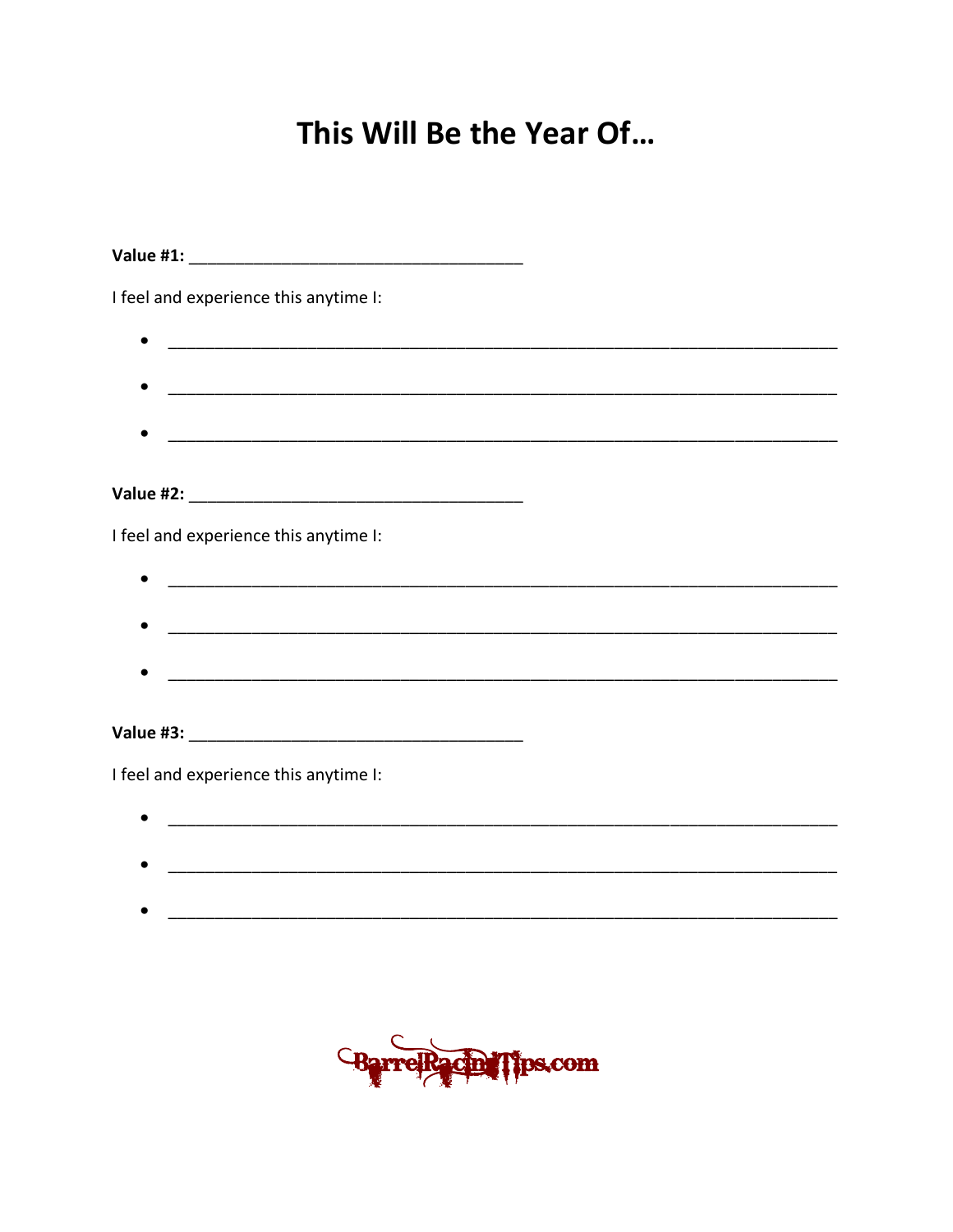# This Will Be the Year Of…

**Value #1:** ___________________________________

I feel and experience this anytime I:

- _______________________________________________________________________
- _______________________________________________________________________
- _______________________________________________________________________

**Value #2:** ___________________________________

I feel and experience this anytime I:

- _______________________________________________________________________
- _______________________________________________________________________
- _______________________________________________________________________

**Value #3:** ___________________________________

I feel and experience this anytime I:

- _______________________________________________________________________
- _______________________________________________________________________
- _______________________________________________________________________

BarrelRacingTips.com